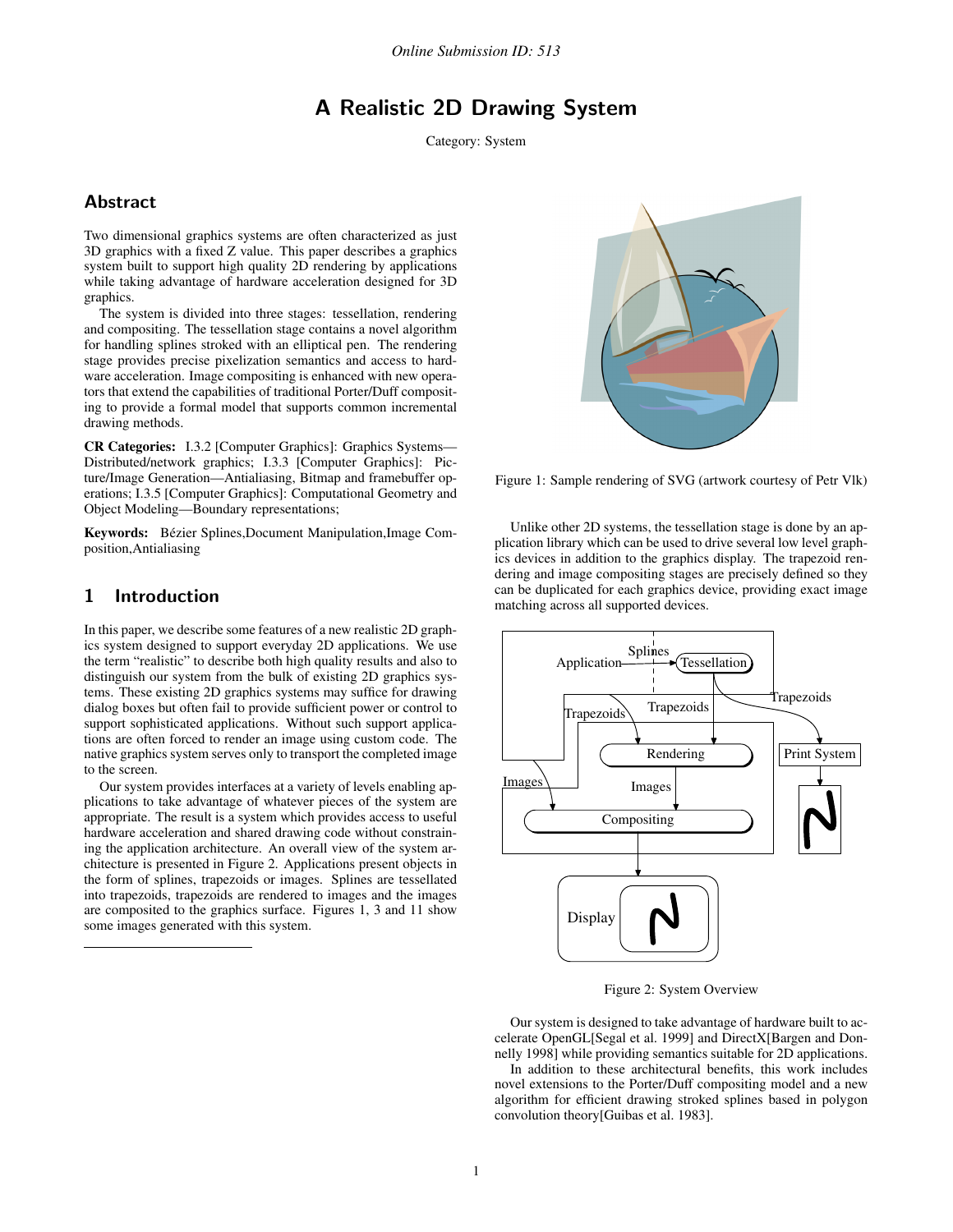*Online Submission ID: 513*

# A Realistic 2D Drawing System

Category: System

## Abstract

Two dimensional graphics systems are often characterized as just 3D graphics with a fixed Z value. This paper describes a graphics system built to support high quality 2D rendering by applications while taking advantage of hardware acceleration designed for 3D graphics.

The system is divided into three stages: tessellation, rendering and compositing. The tessellation stage contains a novel algorithm for handling splines stroked with an elliptical pen. The rendering stage provides precise pixelization semantics and access to hardware acceleration. Image compositing is enhanced with new operators that extend the capabilities of traditional Porter/Duff compositing to provide a formal model that supports common incremental drawing methods.

**CR Categories:** I.3.2 [Computer Graphics]: Graphics Systems—Distributed/network graphics; I.3.3 [Computer Graphics]: Picture/Image Generation—Antialiasing, Bitmap and framebuffer operations; I.3.5 [Computer Graphics]: Computational Geometry and Object Modeling—Boundary representations;

**Keywords:** Bézier Splines,Document Manipulation,Image Composition,Antialiasing

## 1 Introduction

In this paper, we describe some features of a new realistic 2D graphics system designed to support everyday 2D applications. We use the term "realistic" to describe both high quality results and also to distinguish our system from the bulk of existing 2D graphics systems. These existing 2D graphics systems may suffice for drawing dialog boxes but often fail to provide sufficient power or control to support sophisticated applications. Without such support applications are often forced to render an image using custom code. The native graphics system serves only to transport the completed image to the screen.

Our system provides interfaces at a variety of levels enabling applications to take advantage of whatever pieces of the system are appropriate. The result is a system which provides access to useful hardware acceleration and shared drawing code without constraining the application architecture. An overall view of the system architecture is presented in Figure 2. Applications present objects in the form of splines, trapezoids or images. Splines are tessellated into trapezoids, trapezoids are rendered to images and the images are composited to the graphics surface. Figures 1, 3 and 11 show some images generated with this system.

Figure 1: Sample rendering of SVG (artwork courtesy of Petr Vlk)

Unlike other 2D systems, the tessellation stage is done by an application library which can be used to drive several low level graphics devices in addition to the graphics display. The trapezoid rendering and image compositing stages are precisely defined so they can be duplicated for each graphics device, providing exact image matching across all supported devices.

Figure 2: System Overview

Our system is designed to take advantage of hardware built to accelerate OpenGL[Segal et al. 1999] and DirectX[Bargen and Donnelly 1998] while providing semantics suitable for 2D applications.

In addition to these architectural benefits, this work includes novel extensions to the Porter/Duff compositing model and a new algorithm for efficient drawing stroked splines based in polygon convolution theory[Guibas et al. 1983].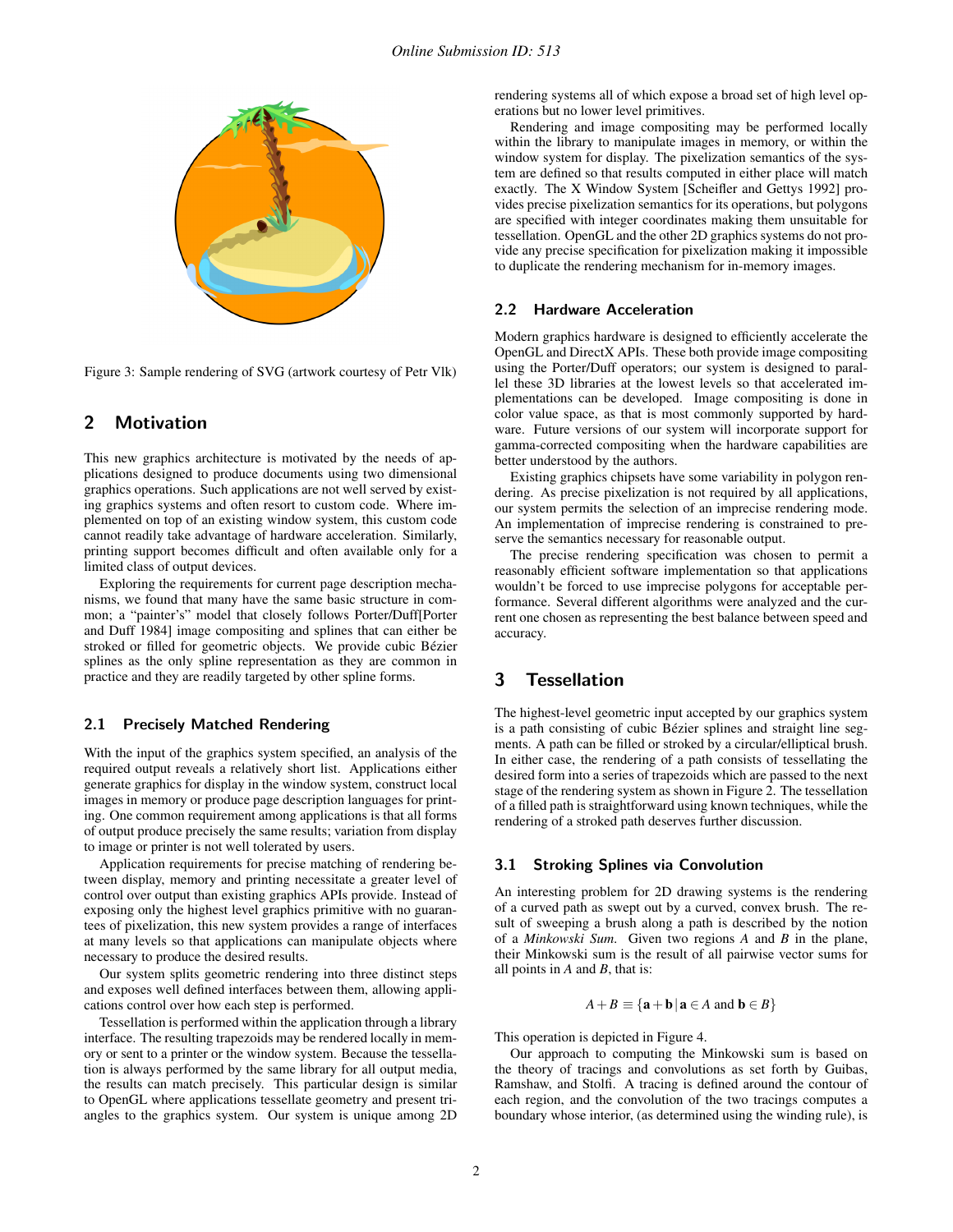Figure 3: Sample rendering of SVG (artwork courtesy of Petr Vlk)

## 2 Motivation

This new graphics architecture is motivated by the needs of applications designed to produce documents using two dimensional graphics operations. Such applications are not well served by existing graphics systems and often resort to custom code. Where implemented on top of an existing window system, this custom code cannot readily take advantage of hardware acceleration. Similarly, printing support becomes difficult and often available only for a limited class of output devices.

Exploring the requirements for current page description mechanisms, we found that many have the same basic structure in common; a "painter's" model that closely follows Porter/Duff[Porter and Duff 1984] image compositing and splines that can either be stroked or filled for geometric objects. We provide cubic Bézier splines as the only spline representation as they are common in practice and they are readily targeted by other spline forms.

### 2.1 Precisely Matched Rendering

With the input of the graphics system specified, an analysis of the required output reveals a relatively short list. Applications either generate graphics for display in the window system, construct local images in memory or produce page description languages for printing. One common requirement among applications is that all forms of output produce precisely the same results; variation from display to image or printer is not well tolerated by users.

Application requirements for precise matching of rendering between display, memory and printing necessitate a greater level of control over output than existing graphics APIs provide. Instead of exposing only the highest level graphics primitive with no guarantees of pixelization, this new system provides a range of interfaces at many levels so that applications can manipulate objects where necessary to produce the desired results.

Our system splits geometric rendering into three distinct steps and exposes well defined interfaces between them, allowing applications control over how each step is performed.

Tessellation is performed within the application through a library interface. The resulting trapezoids may be rendered locally in memory or sent to a printer or the window system. Because the tessellation is always performed by the same library for all output media, the results can match precisely. This particular design is similar to OpenGL where applications tessellate geometry and present triangles to the graphics system. Our system is unique among 2D rendering systems all of which expose a broad set of high level operations but no lower level primitives.

Rendering and image compositing may be performed locally within the library to manipulate images in memory, or within the window system for display. The pixelization semantics of the system are defined so that results computed in either place will match exactly. The X Window System [Scheifler and Gettys 1992] provides precise pixelization semantics for its operations, but polygons are specified with integer coordinates making them unsuitable for tessellation. OpenGL and the other 2D graphics systems do not provide any precise specification for pixelization making it impossible to duplicate the rendering mechanism for in-memory images.

### 2.2 Hardware Acceleration

Modern graphics hardware is designed to efficiently accelerate the OpenGL and DirectX APIs. These both provide image compositing using the Porter/Duff operators; our system is designed to parallel these 3D libraries at the lowest levels so that accelerated implementations can be developed. Image compositing is done in color value space, as that is most commonly supported by hardware. Future versions of our system will incorporate support for gamma-corrected compositing when the hardware capabilities are better understood by the authors.

Existing graphics chipsets have some variability in polygon rendering. As precise pixelization is not required by all applications, our system permits the selection of an imprecise rendering mode. An implementation of imprecise rendering is constrained to preserve the semantics necessary for reasonable output.

The precise rendering specification was chosen to permit a reasonably efficient software implementation so that applications wouldn't be forced to use imprecise polygons for acceptable performance. Several different algorithms were analyzed and the current one chosen as representing the best balance between speed and accuracy.

## 3 Tessellation

The highest-level geometric input accepted by our graphics system is a path consisting of cubic Bézier splines and straight line segments. A path can be filled or stroked by a circular/elliptical brush. In either case, the rendering of a path consists of tessellating the desired form into a series of trapezoids which are passed to the next stage of the rendering system as shown in Figure 2. The tessellation of a filled path is straightforward using known techniques, while the rendering of a stroked path deserves further discussion.

### 3.1 Stroking Splines via Convolution

An interesting problem for 2D drawing systems is the rendering of a curved path as swept out by a curved, convex brush. The result of sweeping a brush along a path is described by the notion of a *Minkowski Sum*. Given two regions $A$ and $B$ in the plane, their Minkowski sum is the result of all pairwise vector sums for all points in $A$ and $B$, that is:

$$A + B \equiv \{\mathbf{a} + \mathbf{b} \,|\, \mathbf{a} \in A \text{ and } \mathbf{b} \in B\}$$

This operation is depicted in Figure 4.

Our approach to computing the Minkowski sum is based on the theory of tracings and convolutions as set forth by Guibas, Ramshaw, and Stolfi. A tracing is defined around the contour of each region, and the convolution of the two tracings computes a boundary whose interior, (as determined using the winding rule), is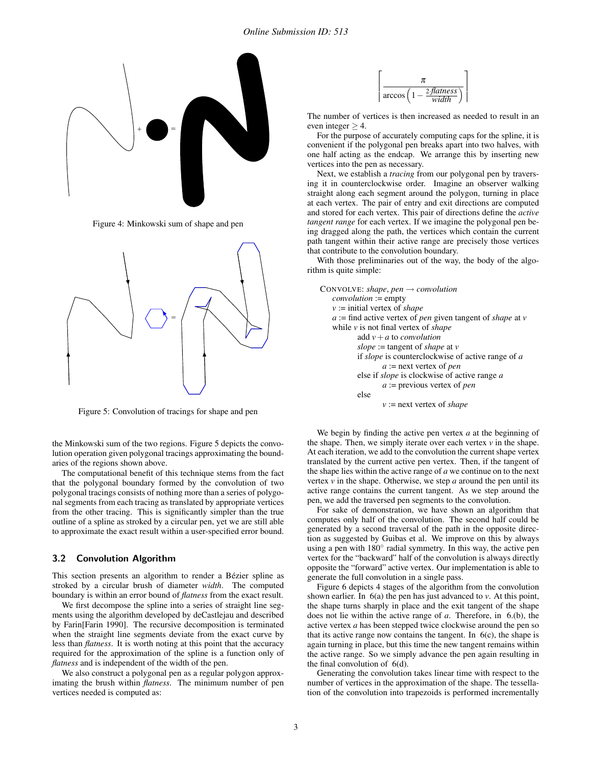Figure 4: Minkowski sum of shape and pen

Figure 5: Convolution of tracings for shape and pen

the Minkowski sum of the two regions. Figure 5 depicts the convolution operation given polygonal tracings approximating the boundaries of the regions shown above.

The computational benefit of this technique stems from the fact that the polygonal boundary formed by the convolution of two polygonal tracings consists of nothing more than a series of polygonal segments from each tracing as translated by appropriate vertices from the other tracing. This is significantly simpler than the true outline of a spline as stroked by a circular pen, yet we are still able to approximate the exact result within a user-specified error bound.

### 3.2 Convolution Algorithm

This section presents an algorithm to render a Bézier spline as stroked by a circular brush of diameter *width*. The computed boundary is within an error bound of *flatness* from the exact result.

We first decompose the spline into a series of straight line segments using the algorithm developed by deCastlejau and described by Farin[Farin 1990]. The recursive decomposition is terminated when the straight line segments deviate from the exact curve by less than *flatness*. It is worth noting at this point that the accuracy required for the approximation of the spline is a function only of *flatness* and is independent of the width of the pen.

We also construct a polygonal pen as a regular polygon approximating the brush within *flatness*. The minimum number of pen vertices needed is computed as:

$$\left\lceil \frac{\pi}{\arccos\left(1 - \frac{2 \cdot \mathit{flatness}}{\mathit{width}}\right)} \right\rceil$$

The number of vertices is then increased as needed to result in an even integer $\geq 4$.

For the purpose of accurately computing caps for the spline, it is convenient if the polygonal pen breaks apart into two halves, with one half acting as the endcap. We arrange this by inserting new vertices into the pen as necessary.

Next, we establish a *tracing* from our polygonal pen by traversing it in counterclockwise order. Imagine an observer walking straight along each segment around the polygon, turning in place at each vertex. The pair of entry and exit directions are computed and stored for each vertex. This pair of directions define the *active tangent range* for each vertex. If we imagine the polygonal pen being dragged along the path, the vertices which contain the current path tangent within their active range are precisely those vertices that contribute to the convolution boundary.

With those preliminaries out of the way, the body of the algorithm is quite simple:

```
CONVOLVE: shape, pen → convolution
    convolution := empty
    v := initial vertex of shape
    a := find active vertex of pen given tangent of shape at v
    while v is not final vertex of shape
        add v + a to convolution
        slope := tangent of shape at v
        if slope is counterclockwise of active range of a
            a := next vertex of pen
        else if slope is clockwise of active range a
            a := previous vertex of pen
        else
            v := next vertex of shape
```

We begin by finding the active pen vertex $a$ at the beginning of the shape. Then, we simply iterate over each vertex $v$ in the shape. At each iteration, we add to the convolution the current shape vertex translated by the current active pen vertex. Then, if the tangent of the shape lies within the active range of $a$ we continue on to the next vertex $v$ in the shape. Otherwise, we step $a$ around the pen until its active range contains the current tangent. As we step around the pen, we add the traversed pen segments to the convolution.

For sake of demonstration, we have shown an algorithm that computes only half of the convolution. The second half could be generated by a second traversal of the path in the opposite direction as suggested by Guibas et al. We improve on this by always using a pen with 180° radial symmetry. In this way, the active pen vertex for the "backward" half of the convolution is always directly opposite the "forward" active vertex. Our implementation is able to generate the full convolution in a single pass.

Figure 6 depicts 4 stages of the algorithm from the convolution shown earlier. In 6(a) the pen has just advanced to $v$. At this point, the shape turns sharply in place and the exit tangent of the shape does not lie within the active range of $a$. Therefore, in 6.(b), the active vertex $a$ has been stepped twice clockwise around the pen so that its active range now contains the tangent. In 6(c), the shape is again turning in place, but this time the new tangent remains within the active range. So we simply advance the pen again resulting in the final convolution of 6(d).

Generating the convolution takes linear time with respect to the number of vertices in the approximation of the shape. The tessellation of the convolution into trapezoids is performed incrementally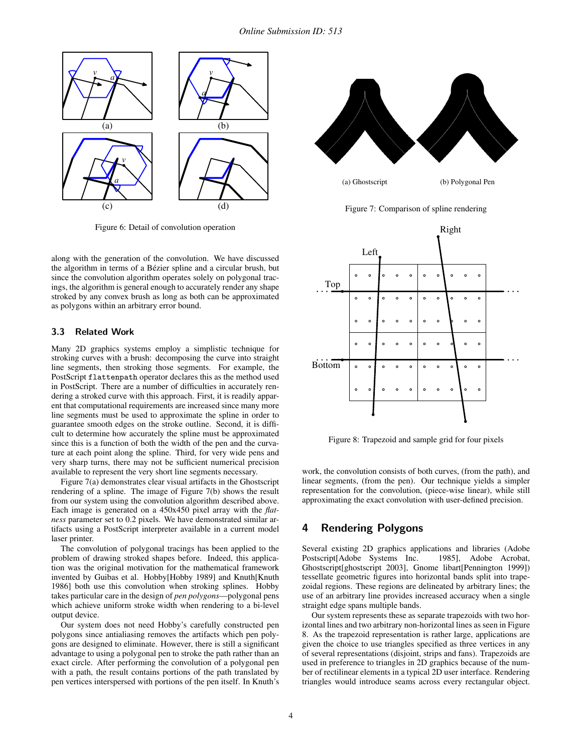Figure 6: Detail of convolution operation

along with the generation of the convolution. We have discussed the algorithm in terms of a Bézier spline and a circular brush, but since the convolution algorithm operates solely on polygonal tracings, the algorithm is general enough to accurately render any shape stroked by any convex brush as long as both can be approximated as polygons within an arbitrary error bound.

### 3.3 Related Work

Many 2D graphics systems employ a simplistic technique for stroking curves with a brush: decomposing the curve into straight line segments, then stroking those segments. For example, the PostScript `flattenpath` operator declares this as the method used in PostScript. There are a number of difficulties in accurately rendering a stroked curve with this approach. First, it is readily apparent that computational requirements are increased since many more line segments must be used to approximate the spline in order to guarantee smooth edges on the stroke outline. Second, it is difficult to determine how accurately the spline must be approximated since this is a function of both the width of the pen and the curvature at each point along the spline. Third, for very wide pens and very sharp turns, there may not be sufficient numerical precision available to represent the very short line segments necessary.

Figure 7(a) demonstrates clear visual artifacts in the Ghostscript rendering of a spline. The image of Figure 7(b) shows the result from our system using the convolution algorithm described above. Each image is generated on a 450x450 pixel array with the *flatness* parameter set to 0.2 pixels. We have demonstrated similar artifacts using a PostScript interpreter available in a current model laser printer.

The convolution of polygonal tracings has been applied to the problem of drawing stroked shapes before. Indeed, this application was the original motivation for the mathematical framework invented by Guibas et al. Hobby[Hobby 1989] and Knuth[Knuth 1986] both use this convolution when stroking splines. Hobby takes particular care in the design of *pen polygons*—polygonal pens which achieve uniform stroke width when rendering to a bi-level output device.

Our system does not need Hobby's carefully constructed pen polygons since antialiasing removes the artifacts which pen polygons are designed to eliminate. However, there is still a significant advantage to using a polygonal pen to stroke the path rather than an exact circle. After performing the convolution of a polygonal pen with a path, the result contains portions of the path translated by pen vertices interspersed with portions of the pen itself. In Knuth's work, the convolution consists of both curves, (from the path), and linear segments, (from the pen). Our technique yields a simpler representation for the convolution, (piece-wise linear), while still approximating the exact convolution with user-defined precision.

(a) Ghostscript (b) Polygonal Pen

Figure 7: Comparison of spline rendering

Figure 8: Trapezoid and sample grid for four pixels

## 4 Rendering Polygons

Several existing 2D graphics applications and libraries (Adobe Postscript[Adobe Systems Inc. 1985], Adobe Acrobat, Ghostscript[ghostscript 2003], Gnome libart[Pennington 1999]) tessellate geometric figures into horizontal bands split into trapezoidal regions. These regions are delineated by arbitrary lines; the use of an arbitrary line provides increased accuracy when a single straight edge spans multiple bands.

Our system represents these as separate trapezoids with two horizontal lines and two arbitrary non-horizontal lines as seen in Figure 8. As the trapezoid representation is rather large, applications are given the choice to use triangles specified as three vertices in any of several representations (disjoint, strips and fans). Trapezoids are used in preference to triangles in 2D graphics because of the number of rectilinear elements in a typical 2D user interface. Rendering triangles would introduce seams across every rectangular object.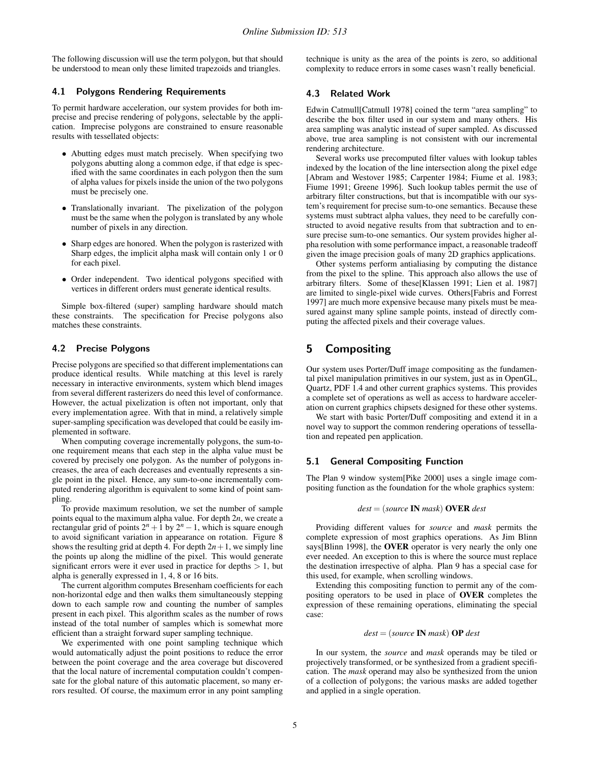The following discussion will use the term polygon, but that should be understood to mean only these limited trapezoids and triangles.

### 4.1 Polygons Rendering Requirements

To permit hardware acceleration, our system provides for both imprecise and precise rendering of polygons, selectable by the application. Imprecise polygons are constrained to ensure reasonable results with tessellated objects:

- Abutting edges must match precisely. When specifying two polygons abutting along a common edge, if that edge is specified with the same coordinates in each polygon then the sum of alpha values for pixels inside the union of the two polygons must be precisely one.
- Translationally invariant. The pixelization of the polygon must be the same when the polygon is translated by any whole number of pixels in any direction.
- Sharp edges are honored. When the polygon is rasterized with Sharp edges, the implicit alpha mask will contain only 1 or 0 for each pixel.
- Order independent. Two identical polygons specified with vertices in different orders must generate identical results.

Simple box-filtered (super) sampling hardware should match these constraints. The specification for Precise polygons also matches these constraints.

### 4.2 Precise Polygons

Precise polygons are specified so that different implementations can produce identical results. While matching at this level is rarely necessary in interactive environments, system which blend images from several different rasterizers do need this level of conformance. However, the actual pixelization is often not important, only that every implementation agree. With that in mind, a relatively simple super-sampling specification was developed that could be easily implemented in software.

When computing coverage incrementally polygons, the sum-to-one requirement means that each step in the alpha value must be covered by precisely one polygon. As the number of polygons increases, the area of each decreases and eventually represents a single point in the pixel. Hence, any sum-to-one incrementally computed rendering algorithm is equivalent to some kind of point sampling.

To provide maximum resolution, we set the number of sample points equal to the maximum alpha value. For depth $2n$, we create a rectangular grid of points $2^n+1$ by $2^n-1$, which is square enough to avoid significant variation in appearance on rotation. Figure 8 shows the resulting grid at depth 4. For depth $2n+1$, we simply line the points up along the midline of the pixel. This would generate significant errors were it ever used in practice for depths $> 1$, but alpha is generally expressed in 1, 4, 8 or 16 bits.

The current algorithm computes Bresenham coefficients for each non-horizontal edge and then walks them simultaneously stepping down to each sample row and counting the number of samples present in each pixel. This algorithm scales as the number of rows instead of the total number of samples which is somewhat more efficient than a straight forward super sampling technique.

We experimented with one point sampling technique which would automatically adjust the point positions to reduce the error between the point coverage and the area coverage but discovered that the local nature of incremental computation couldn't compensate for the global nature of this automatic placement, so many errors resulted. Of course, the maximum error in any point sampling technique is unity as the area of the points is zero, so additional complexity to reduce errors in some cases wasn't really beneficial.

### 4.3 Related Work

Edwin Catmull[Catmull 1978] coined the term "area sampling" to describe the box filter used in our system and many others. His area sampling was analytic instead of super sampled. As discussed above, true area sampling is not consistent with our incremental rendering architecture.

Several works use precomputed filter values with lookup tables indexed by the location of the line intersection along the pixel edge [Abram and Westover 1985; Carpenter 1984; Fiume et al. 1983; Fiume 1991; Greene 1996]. Such lookup tables permit the use of arbitrary filter constructions, but that is incompatible with our system's requirement for precise sum-to-one semantics. Because these systems must subtract alpha values, they need to be carefully constructed to avoid negative results from that subtraction and to ensure precise sum-to-one semantics. Our system provides higher alpha resolution with some performance impact, a reasonable tradeoff given the image precision goals of many 2D graphics applications.

Other systems perform antialiasing by computing the distance from the pixel to the spline. This approach also allows the use of arbitrary filters. Some of these[Klassen 1991; Lien et al. 1987] are limited to single-pixel wide curves. Others[Fabris and Forrest 1997] are much more expensive because many pixels must be measured against many spline sample points, instead of directly computing the affected pixels and their coverage values.

## 5 Compositing

Our system uses Porter/Duff image compositing as the fundamental pixel manipulation primitives in our system, just as in OpenGL, Quartz, PDF 1.4 and other current graphics systems. This provides a complete set of operations as well as access to hardware acceleration on current graphics chipsets designed for these other systems.

We start with basic Porter/Duff compositing and extend it in a novel way to support the common rendering operations of tessellation and repeated pen application.

### 5.1 General Compositing Function

The Plan 9 window system[Pike 2000] uses a single image compositing function as the foundation for the whole graphics system:

$$dest = (source \textbf{ IN } mask) \textbf{ OVER } dest$$

Providing different values for *source* and *mask* permits the complete expression of most graphics operations. As Jim Blinn says[Blinn 1998], the **OVER** operator is very nearly the only one ever needed. An exception to this is where the source must replace the destination irrespective of alpha. Plan 9 has a special case for this used, for example, when scrolling windows.

Extending this compositing function to permit any of the compositing operators to be used in place of **OVER** completes the expression of these remaining operations, eliminating the special case:

$$dest = (source \textbf{ IN } mask) \textbf{ OP } dest$$

In our system, the *source* and *mask* operands may be tiled or projectively transformed, or be synthesized from a gradient specification. The *mask* operand may also be synthesized from the union of a collection of polygons; the various masks are added together and applied in a single operation.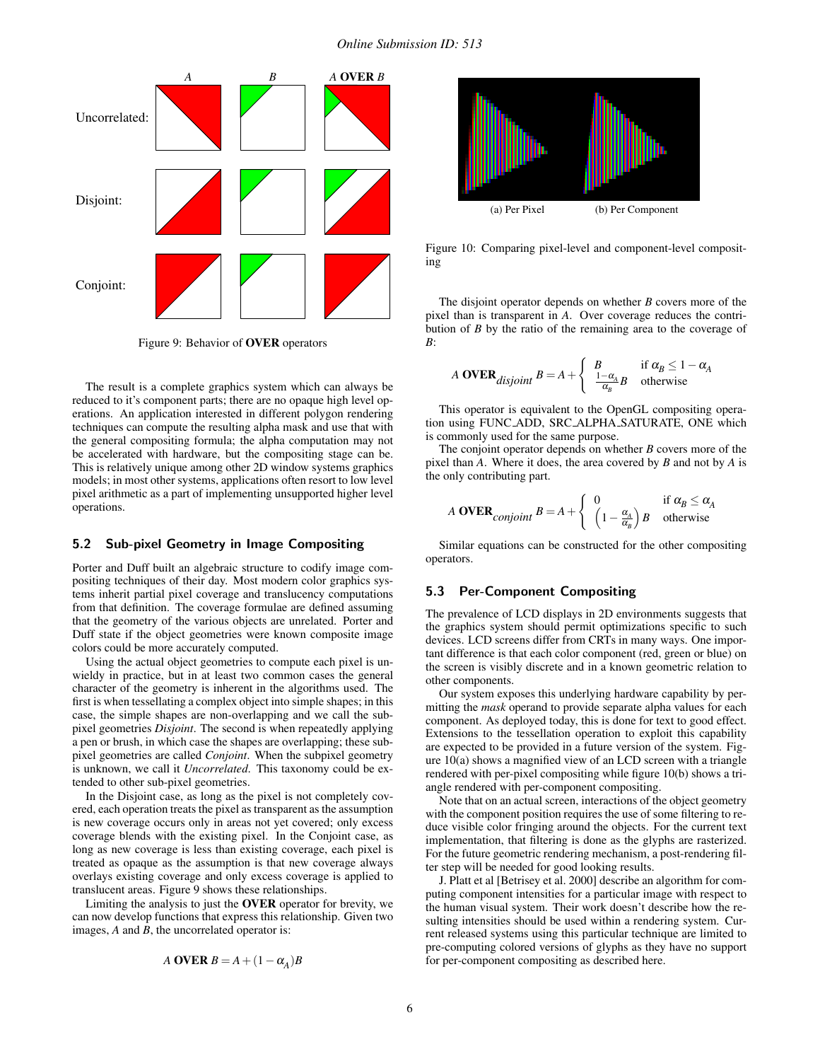Figure 9: Behavior of **OVER** operators

The result is a complete graphics system which can always be reduced to it's component parts; there are no opaque high level operations. An application interested in different polygon rendering techniques can compute the resulting alpha mask and use that with the general compositing formula; the alpha computation may not be accelerated with hardware, but the compositing stage can be. This is relatively unique among other 2D window systems graphics models; in most other systems, applications often resort to low level pixel arithmetic as a part of implementing unsupported higher level operations.

## 5.2 Sub-pixel Geometry in Image Compositing

Porter and Duff built an algebraic structure to codify image compositing techniques of their day. Most modern color graphics systems inherit partial pixel coverage and translucency computations from that definition. The coverage formulae are defined assuming that the geometry of the various objects are unrelated. Porter and Duff state if the object geometries were known composite image colors could be more accurately computed.

Using the actual object geometries to compute each pixel is unwieldy in practice, but in at least two common cases the general character of the geometry is inherent in the algorithms used. The first is when tessellating a complex object into simple shapes; in this case, the simple shapes are non-overlapping and we call the subpixel geometries *Disjoint*. The second is when repeatedly applying a pen or brush, in which case the shapes are overlapping; these subpixel geometries are called *Conjoint*. When the subpixel geometry is unknown, we call it *Uncorrelated*. This taxonomy could be extended to other sub-pixel geometries.

In the Disjoint case, as long as the pixel is not completely covered, each operation treats the pixel as transparent as the assumption is new coverage occurs only in areas not yet covered; only excess coverage blends with the existing pixel. In the Conjoint case, as long as new coverage is less than existing coverage, each pixel is treated as opaque as the assumption is that new coverage always overlays existing coverage and only excess coverage is applied to translucent areas. Figure 9 shows these relationships.

Limiting the analysis to just the **OVER** operator for brevity, we can now develop functions that express this relationship. Given two images, $A$ and $B$, the uncorrelated operator is:

$$A \textbf{ OVER } B = A + (1 - \alpha_A)B$$

Figure 10: Comparing pixel-level and component-level compositing

The disjoint operator depends on whether $B$ covers more of the pixel than is transparent in $A$. Over coverage reduces the contribution of $B$ by the ratio of the remaining area to the coverage of $B$:

$$A \textbf{ OVER}_{disjoint}\, B = A + \begin{cases} B & \text{if } \alpha_B \leq 1 - \alpha_A \\ \frac{1-\alpha_A}{\alpha_B} B & \text{otherwise} \end{cases}$$

This operator is equivalent to the OpenGL compositing operation using FUNC_ADD, SRC_ALPHA_SATURATE, ONE which is commonly used for the same purpose.

The conjoint operator depends on whether $B$ covers more of the pixel than $A$. Where it does, the area covered by $B$ and not by $A$ is the only contributing part.

$$A \textbf{ OVER}_{conjoint}\, B = A + \begin{cases} 0 & \text{if } \alpha_B \leq \alpha_A \\ \left(1 - \frac{\alpha_A}{\alpha_B}\right) B & \text{otherwise} \end{cases}$$

Similar equations can be constructed for the other compositing operators.

## 5.3 Per-Component Compositing

The prevalence of LCD displays in 2D environments suggests that the graphics system should permit optimizations specific to such devices. LCD screens differ from CRTs in many ways. One important difference is that each color component (red, green or blue) on the screen is visibly discrete and in a known geometric relation to other components.

Our system exposes this underlying hardware capability by permitting the *mask* operand to provide separate alpha values for each component. As deployed today, this is done for text to good effect. Extensions to the tessellation operation to exploit this capability are expected to be provided in a future version of the system. Figure 10(a) shows a magnified view of an LCD screen with a triangle rendered with per-pixel compositing while figure 10(b) shows a triangle rendered with per-component compositing.

Note that on an actual screen, interactions of the object geometry with the component position requires the use of some filtering to reduce visible color fringing around the objects. For the current text implementation, that filtering is done as the glyphs are rasterized. For the future geometric rendering mechanism, a post-rendering filter step will be needed for good looking results.

J. Platt et al [Betrisey et al. 2000] describe an algorithm for computing component intensities for a particular image with respect to the human visual system. Their work doesn't describe how the resulting intensities should be used within a rendering system. Current released systems using this particular technique are limited to pre-computing colored versions of glyphs as they have no support for per-component compositing as described here.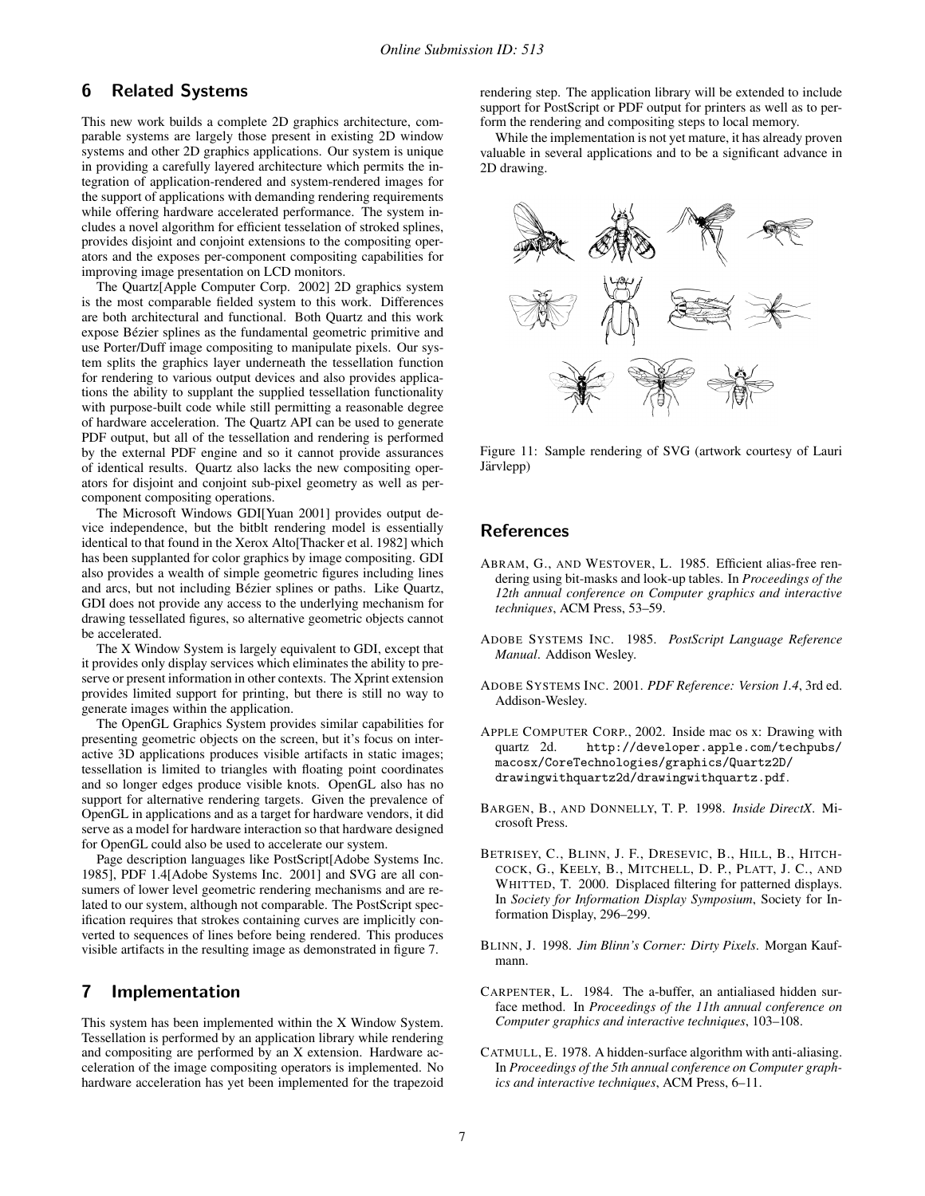## 6 Related Systems

This new work builds a complete 2D graphics architecture, comparable systems are largely those present in existing 2D window systems and other 2D graphics applications. Our system is unique in providing a carefully layered architecture which permits the integration of application-rendered and system-rendered images for the support of applications with demanding rendering requirements while offering hardware accelerated performance. The system includes a novel algorithm for efficient tesselation of stroked splines, provides disjoint and conjoint extensions to the compositing operators and the exposes per-component compositing capabilities for improving image presentation on LCD monitors.

The Quartz[Apple Computer Corp. 2002] 2D graphics system is the most comparable fielded system to this work. Differences are both architectural and functional. Both Quartz and this work expose Bézier splines as the fundamental geometric primitive and use Porter/Duff image compositing to manipulate pixels. Our system splits the graphics layer underneath the tessellation function for rendering to various output devices and also provides applications the ability to supplant the supplied tessellation functionality with purpose-built code while still permitting a reasonable degree of hardware acceleration. The Quartz API can be used to generate PDF output, but all of the tessellation and rendering is performed by the external PDF engine and so it cannot provide assurances of identical results. Quartz also lacks the new compositing operators for disjoint and conjoint sub-pixel geometry as well as per-component compositing operations.

The Microsoft Windows GDI[Yuan 2001] provides output device independence, but the bitblt rendering model is essentially identical to that found in the Xerox Alto[Thacker et al. 1982] which has been supplanted for color graphics by image compositing. GDI also provides a wealth of simple geometric figures including lines and arcs, but not including Bézier splines or paths. Like Quartz, GDI does not provide any access to the underlying mechanism for drawing tessellated figures, so alternative geometric objects cannot be accelerated.

The X Window System is largely equivalent to GDI, except that it provides only display services which eliminates the ability to preserve or present information in other contexts. The Xprint extension provides limited support for printing, but there is still no way to generate images within the application.

The OpenGL Graphics System provides similar capabilities for presenting geometric objects on the screen, but it's focus on interactive 3D applications produces visible artifacts in static images; tessellation is limited to triangles with floating point coordinates and so longer edges produce visible knots. OpenGL also has no support for alternative rendering targets. Given the prevalence of OpenGL in applications and as a target for hardware vendors, it did serve as a model for hardware interaction so that hardware designed for OpenGL could also be used to accelerate our system.

Page description languages like PostScript[Adobe Systems Inc. 1985], PDF 1.4[Adobe Systems Inc. 2001] and SVG are all consumers of lower level geometric rendering mechanisms and are related to our system, although not comparable. The PostScript specification requires that strokes containing curves are implicitly converted to sequences of lines before being rendered. This produces visible artifacts in the resulting image as demonstrated in figure 7.

## 7 Implementation

This system has been implemented within the X Window System. Tessellation is performed by an application library while rendering and compositing are performed by an X extension. Hardware acceleration of the image compositing operators is implemented. No hardware acceleration has yet been implemented for the trapezoid rendering step. The application library will be extended to include support for PostScript or PDF output for printers as well as to perform the rendering and compositing steps to local memory.

While the implementation is not yet mature, it has already proven valuable in several applications and to be a significant advance in 2D drawing.

Figure 11: Sample rendering of SVG (artwork courtesy of Lauri Järvlepp)

## References

Abram, G., and Westover, L. 1985. Efficient alias-free rendering using bit-masks and look-up tables. In *Proceedings of the 12th annual conference on Computer graphics and interactive techniques*, ACM Press, 53–59.

Adobe Systems Inc. 1985. *PostScript Language Reference Manual*. Addison Wesley.

Adobe Systems Inc. 2001. *PDF Reference: Version 1.4*, 3rd ed. Addison-Wesley.

Apple Computer Corp., 2002. Inside mac os x: Drawing with quartz 2d. `http://developer.apple.com/techpubs/macosx/CoreTechnologies/graphics/Quartz2D/drawingwithquartz2d/drawingwithquartz.pdf`.

Bargen, B., and Donnelly, T. P. 1998. *Inside DirectX*. Microsoft Press.

Betrisey, C., Blinn, J. F., Dresevic, B., Hill, B., Hitchcock, G., Keely, B., Mitchell, D. P., Platt, J. C., and Whitted, T. 2000. Displaced filtering for patterned displays. In *Society for Information Display Symposium*, Society for Information Display, 296–299.

Blinn, J. 1998. *Jim Blinn's Corner: Dirty Pixels*. Morgan Kaufmann.

Carpenter, L. 1984. The a-buffer, an antialiased hidden surface method. In *Proceedings of the 11th annual conference on Computer graphics and interactive techniques*, 103–108.

Catmull, E. 1978. A hidden-surface algorithm with anti-aliasing. In *Proceedings of the 5th annual conference on Computer graphics and interactive techniques*, ACM Press, 6–11.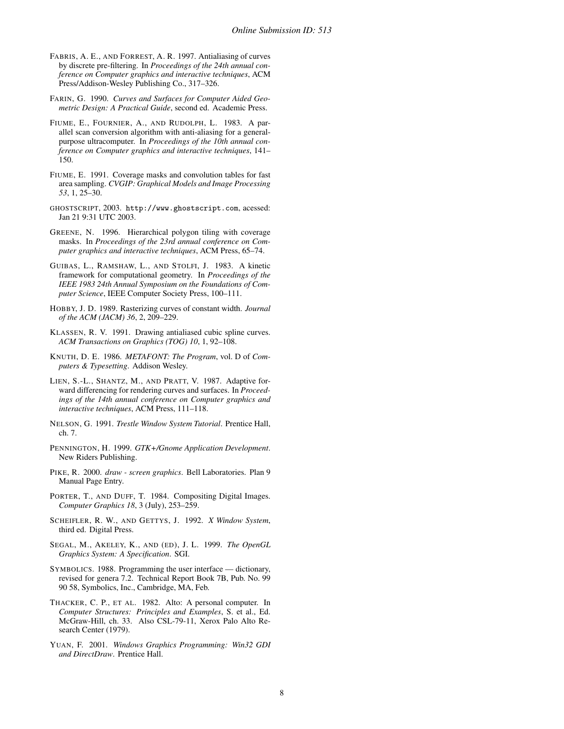FABRIS, A. E., AND FORREST, A. R. 1997. Antialiasing of curves by discrete pre-filtering. In *Proceedings of the 24th annual conference on Computer graphics and interactive techniques*, ACM Press/Addison-Wesley Publishing Co., 317–326.

FARIN, G. 1990. *Curves and Surfaces for Computer Aided Geometric Design: A Practical Guide*, second ed. Academic Press.

FIUME, E., FOURNIER, A., AND RUDOLPH, L. 1983. A parallel scan conversion algorithm with anti-aliasing for a general-purpose ultracomputer. In *Proceedings of the 10th annual conference on Computer graphics and interactive techniques*, 141–150.

FIUME, E. 1991. Coverage masks and convolution tables for fast area sampling. *CVGIP: Graphical Models and Image Processing 53*, 1, 25–30.

GHOSTSCRIPT, 2003. http://www.ghostscript.com, acessed: Jan 21 9:31 UTC 2003.

GREENE, N. 1996. Hierarchical polygon tiling with coverage masks. In *Proceedings of the 23rd annual conference on Computer graphics and interactive techniques*, ACM Press, 65–74.

GUIBAS, L., RAMSHAW, L., AND STOLFI, J. 1983. A kinetic framework for computational geometry. In *Proceedings of the IEEE 1983 24th Annual Symposium on the Foundations of Computer Science*, IEEE Computer Society Press, 100–111.

HOBBY, J. D. 1989. Rasterizing curves of constant width. *Journal of the ACM (JACM) 36*, 2, 209–229.

KLASSEN, R. V. 1991. Drawing antialiased cubic spline curves. *ACM Transactions on Graphics (TOG) 10*, 1, 92–108.

KNUTH, D. E. 1986. *METAFONT: The Program*, vol. D of *Computers & Typesetting*. Addison Wesley.

LIEN, S.-L., SHANTZ, M., AND PRATT, V. 1987. Adaptive forward differencing for rendering curves and surfaces. In *Proceedings of the 14th annual conference on Computer graphics and interactive techniques*, ACM Press, 111–118.

NELSON, G. 1991. *Trestle Window System Tutorial*. Prentice Hall, ch. 7.

PENNINGTON, H. 1999. *GTK+/Gnome Application Development*. New Riders Publishing.

PIKE, R. 2000. *draw - screen graphics*. Bell Laboratories. Plan 9 Manual Page Entry.

PORTER, T., AND DUFF, T. 1984. Compositing Digital Images. *Computer Graphics 18*, 3 (July), 253–259.

SCHEIFLER, R. W., AND GETTYS, J. 1992. *X Window System*, third ed. Digital Press.

SEGAL, M., AKELEY, K., AND (ED), J. L. 1999. *The OpenGL Graphics System: A Specification*. SGI.

SYMBOLICS. 1988. Programming the user interface — dictionary, revised for genera 7.2. Technical Report Book 7B, Pub. No. 99 90 58, Symbolics, Inc., Cambridge, MA, Feb.

THACKER, C. P., ET AL. 1982. Alto: A personal computer. In *Computer Structures: Principles and Examples*, S. et al., Ed. McGraw-Hill, ch. 33. Also CSL-79-11, Xerox Palo Alto Research Center (1979).

YUAN, F. 2001. *Windows Graphics Programming: Win32 GDI and DirectDraw*. Prentice Hall.